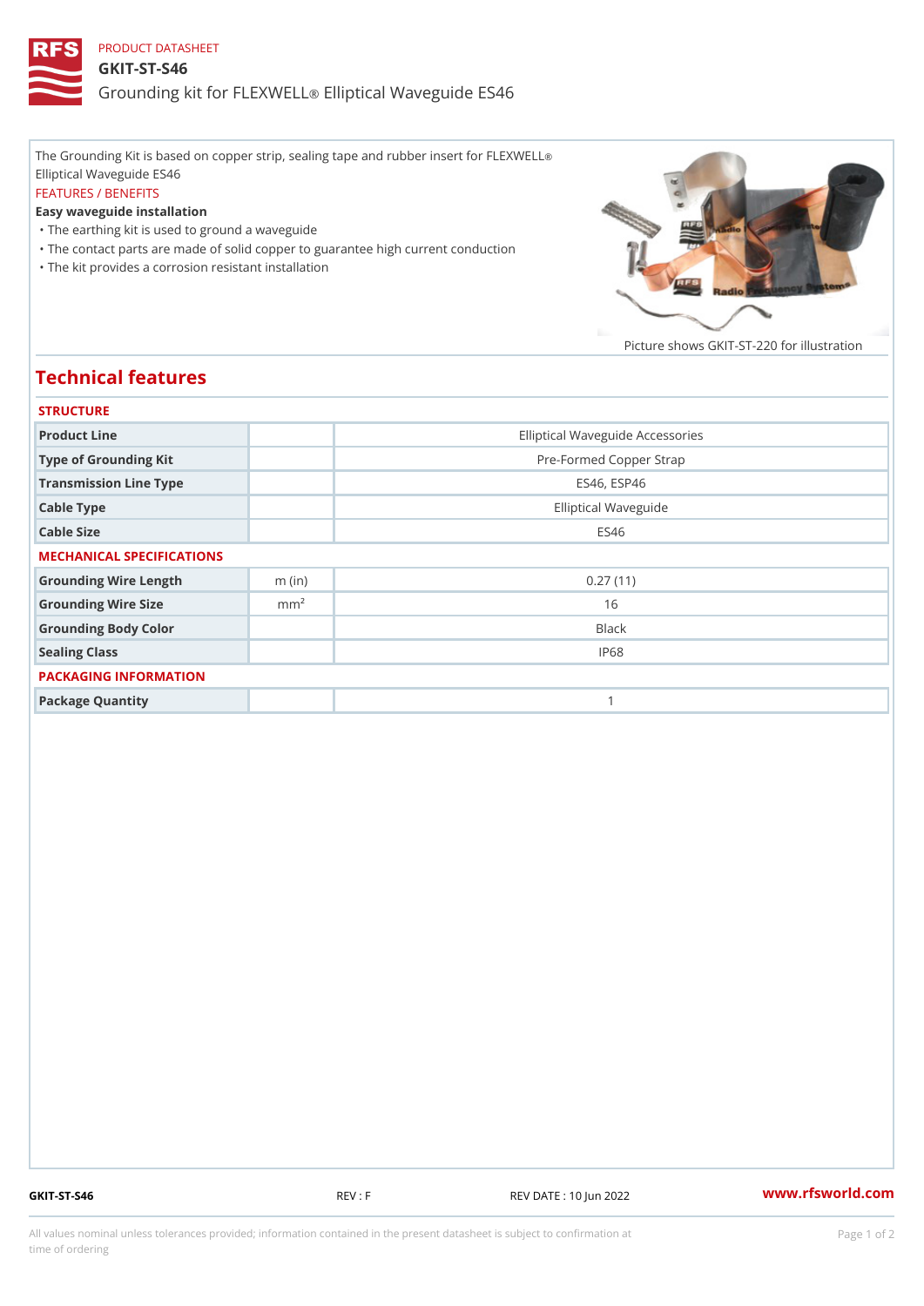PRODUCT DATASHEET

# GKIT-ST-S46

## Grounding kit for FLEXWELL® Elliptical Waveguide ES46

The Grounding Kit is based on copper strip, sealing tape and rubber insert for FLEXWELL® Elliptical Waveguide ES46

FEATURES / BENEFITS

**Easy waveguide installation**

- The earthing kit is used to ground a waveguide
- The contact parts are made of solid copper to guarantee high current conduction
- The kit provides a corrosion resistant installation

Picture shows GKIT-ST-220 for illustration

## Technical features

### STRUCTURE

| | | |
|---|---|---|
| Product Line | | Elliptical Waveguide Accessories |
| Type of Grounding Kit | | Pre-Formed Copper Strap |
| Transmission Line Type | | ES46, ESP46 |
| Cable Type | | Elliptical Waveguide |
| Cable Size | | ES46 |

### MECHANICAL SPECIFICATIONS

| | | |
|---|---|---|
| Grounding Wire Length | m (in) | 0.27 (11) |
| Grounding Wire Size | $mm^2$ | 16 |
| Grounding Body Color | | Black |
| Sealing Class | | IP68 |

### PACKAGING INFORMATION

| | | |
|---|---|---|
| Package Quantity | | 1 |

GKIT-ST-S46 REV : F REV DATE : 10 Jun 2022 www.rfsworld.com

All values nominal unless tolerances provided; information contained in the present datasheet is subject to confirmation at time of ordering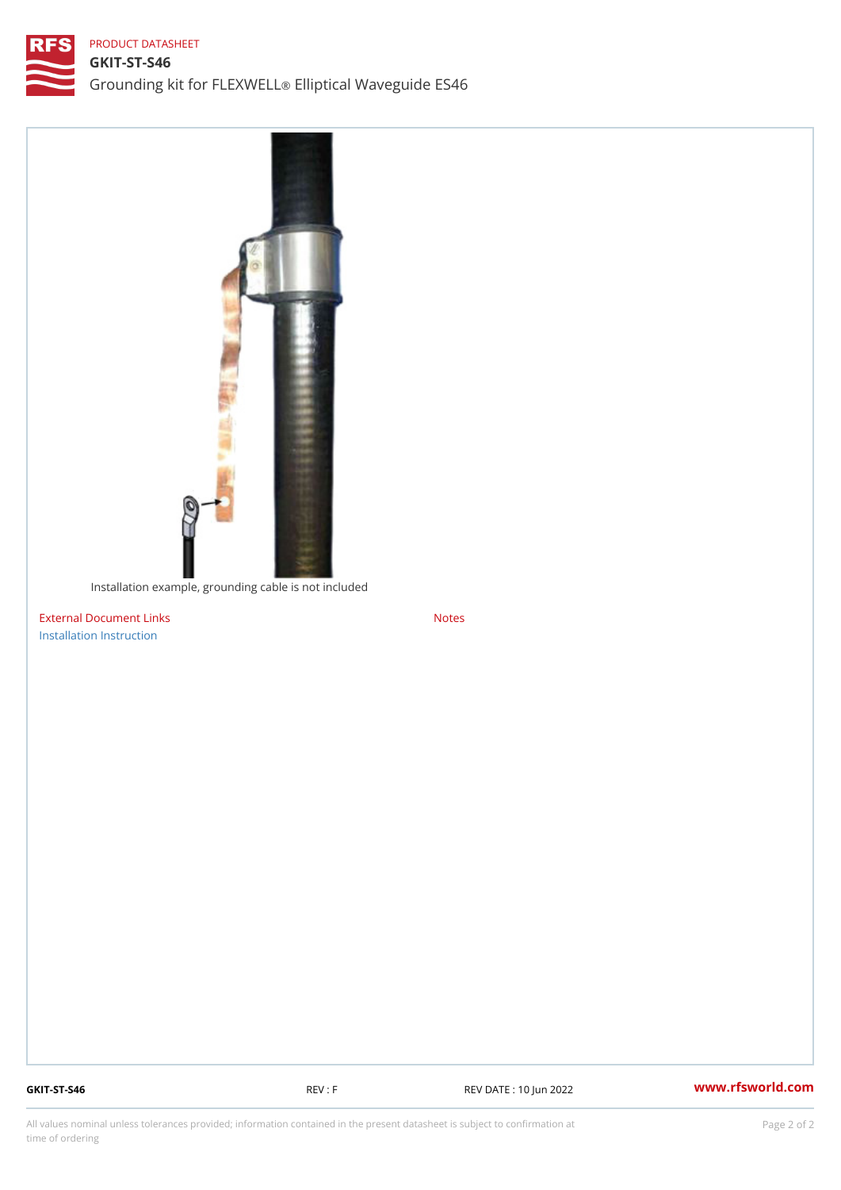PRODUCT DATASHEET

# GKIT-ST-S46

Grounding kit for FLEXWELL® Elliptical Waveguide ES46

Installation example, grounding cable is not included

## External Document Links

Installation Instruction

## Notes

GKIT-ST-S46 REV : F REV DATE : 10 Jun 2022 www.rfsworld.com

All values nominal unless tolerances provided; information contained in the present datasheet is subject to confirmation at time of ordering